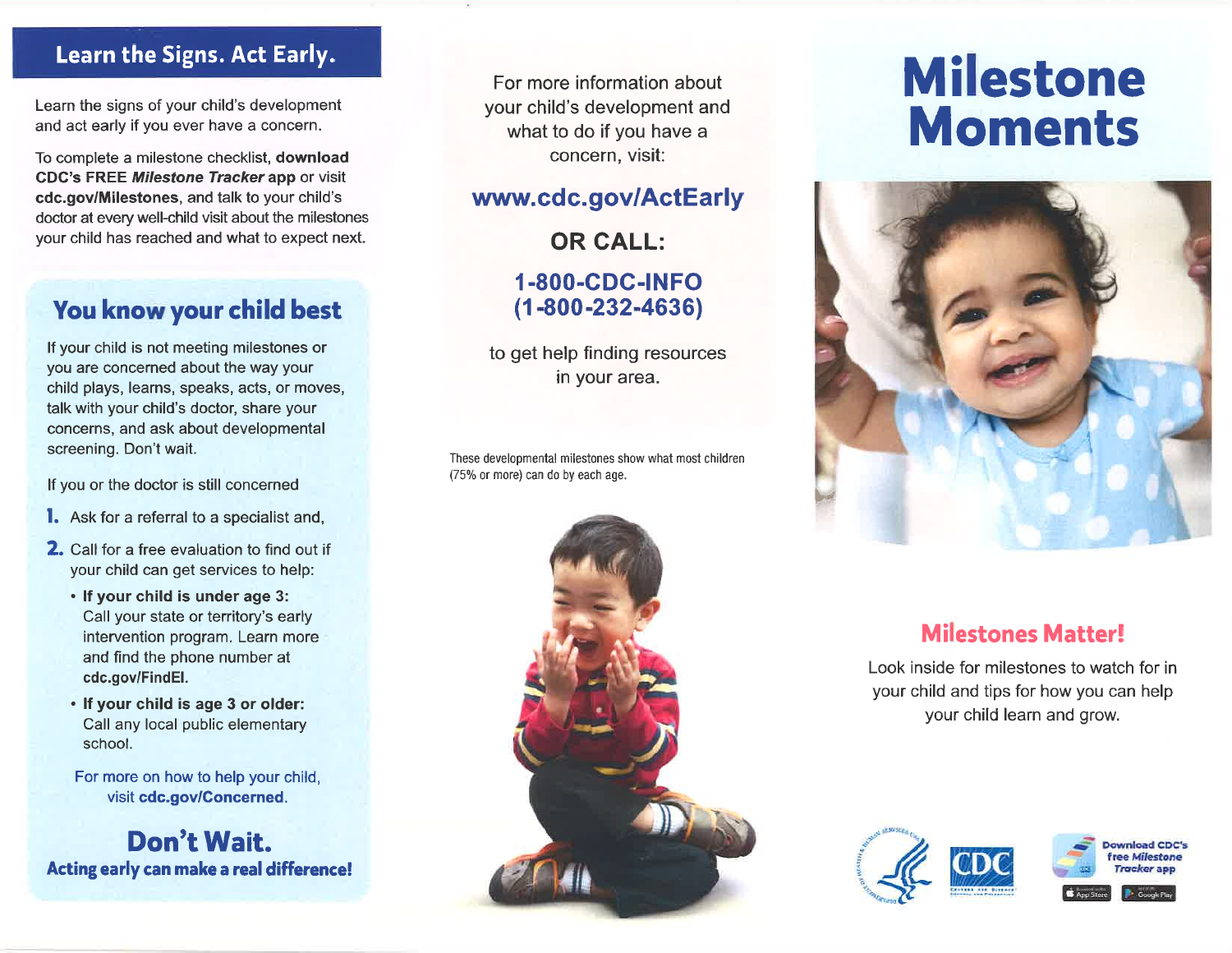## Learn the Signs. Act Early.

Learn the signs of your child's development and act early if you ever have a concern.

To complete a milestone checklist, **download CDC's FREE *Milestone Tracker* app** or visit **cdc.gov/Milestones**, and talk to your child's doctor at every well-child visit about the milestones your child has reached and what to expect next.

## You know your child best

If your child is not meeting milestones or you are concerned about the way your child plays, learns, speaks, acts, or moves, talk with your child's doctor, share your concerns, and ask about developmental screening. Don't wait.

If you or the doctor is still concerned

1. Ask for a referral to a specialist and,
2. Call for a free evaluation to find out if your child can get services to help:
   - **If your child is under age 3:** Call your state or territory's early intervention program. Learn more and find the phone number at **cdc.gov/FindEI.**
   - **If your child is age 3 or older:** Call any local public elementary school.

For more on how to help your child, visit **cdc.gov/Concerned**.

## Don't Wait.

**Acting early can make a real difference!**

For more information about your child's development and what to do if you have a concern, visit:

**www.cdc.gov/ActEarly**

**OR CALL:**

**1-800-CDC-INFO (1-800-232-4636)**

to get help finding resources in your area.

These developmental milestones show what most children (75% or more) can do by each age.

# Milestone Moments

## Milestones Matter!

Look inside for milestones to watch for in your child and tips for how you can help your child learn and grow.

Download CDC's free *Milestone Tracker* app

App Store | Google Play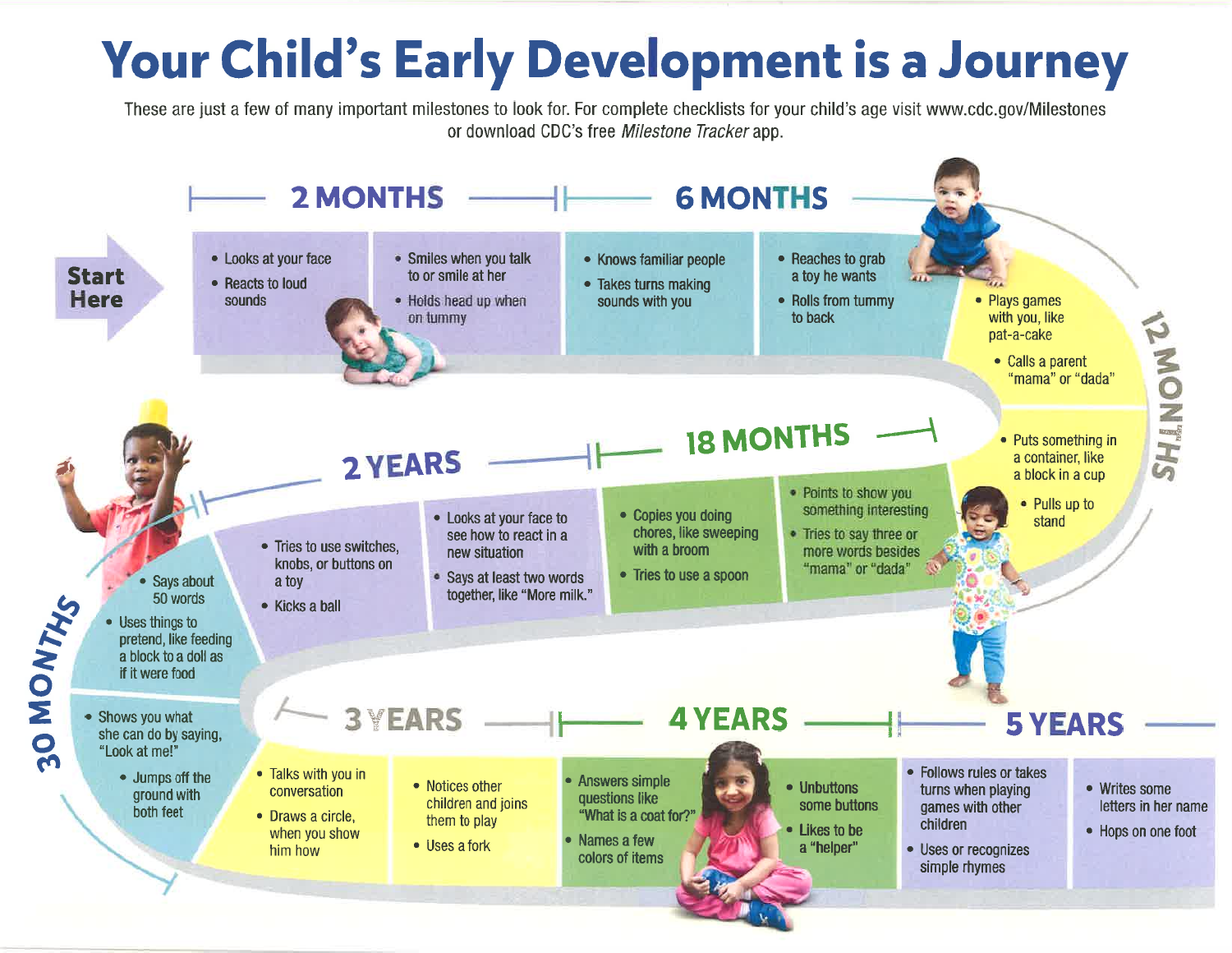# Your Child's Early Development is a Journey

These are just a few of many important milestones to look for. For complete checklists for your child's age visit www.cdc.gov/Milestones or download CDC's free *Milestone Tracker* app.

**Start Here**

## 2 MONTHS

- Looks at your face
- Reacts to loud sounds
- Smiles when you talk to or smile at her
- Holds head up when on tummy

## 6 MONTHS

- Knows familiar people
- Takes turns making sounds with you
- Reaches to grab a toy he wants
- Rolls from tummy to back

## 12 MONTHS

- Plays games with you, like pat-a-cake
- Calls a parent "mama" or "dada"
- Puts something in a container, like a block in a cup
- Pulls up to stand

## 18 MONTHS

- Points to show you something interesting
- Tries to say three or more words besides "mama" or "dada"
- Copies you doing chores, like sweeping with a broom
- Tries to use a spoon

## 2 YEARS

- Looks at your face to see how to react in a new situation
- Says at least two words together, like "More milk."
- Tries to use switches, knobs, or buttons on a toy
- Kicks a ball

## 30 MONTHS

- Says about 50 words
- Uses things to pretend, like feeding a block to a doll as if it were food
- Shows you what she can do by saying, "Look at me!"
- Jumps off the ground with both feet

## 3 YEARS

- Talks with you in conversation
- Draws a circle, when you show him how
- Notices other children and joins them to play
- Uses a fork

## 4 YEARS

- Answers simple questions like "What is a coat for?"
- Names a few colors of items
- Unbuttons some buttons
- Likes to be a "helper"

## 5 YEARS

- Follows rules or takes turns when playing games with other children
- Uses or recognizes simple rhymes
- Writes some letters in her name
- Hops on one foot